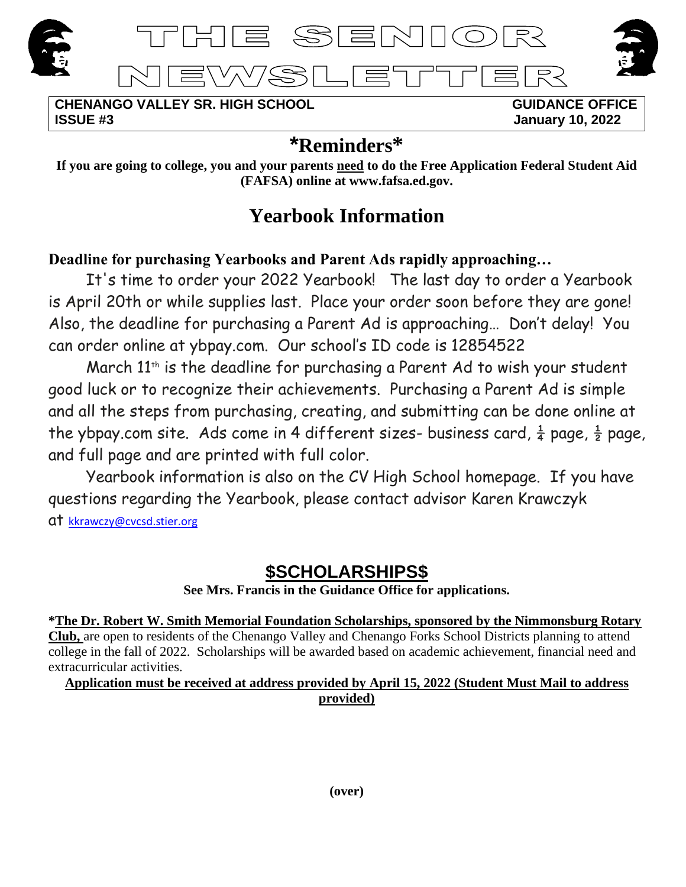# THE SENIOR NEWSLETTER

**CHENANGO VALLEY SR. HIGH SCHOOL** **GUIDANCE OFFICE**
**ISSUE #3** **January 10, 2022**

## *Reminders*

**If you are going to college, you and your parents <u>need</u> to do the Free Application Federal Student Aid (FAFSA) online at www.fafsa.ed.gov.**

## Yearbook Information

**Deadline for purchasing Yearbooks and Parent Ads rapidly approaching…**

It's time to order your 2022 Yearbook! The last day to order a Yearbook is April 20th or while supplies last. Place your order soon before they are gone! Also, the deadline for purchasing a Parent Ad is approaching… Don't delay! You can order online at ybpay.com. Our school's ID code is 12854522

March 11th is the deadline for purchasing a Parent Ad to wish your student good luck or to recognize their achievements. Purchasing a Parent Ad is simple and all the steps from purchasing, creating, and submitting can be done online at the ybpay.com site. Ads come in 4 different sizes- business card, ¼ page, ½ page, and full page and are printed with full color.

Yearbook information is also on the CV High School homepage. If you have questions regarding the Yearbook, please contact advisor Karen Krawczyk at kkrawczy@cvcsd.stier.org

## $SCHOLARSHIPS$

**See Mrs. Francis in the Guidance Office for applications.**

***<u>The Dr. Robert W. Smith Memorial Foundation Scholarships, sponsored by the Nimmonsburg Rotary Club,</u>*** are open to residents of the Chenango Valley and Chenango Forks School Districts planning to attend college in the fall of 2022. Scholarships will be awarded based on academic achievement, financial need and extracurricular activities.

**<u>Application must be received at address provided by April 15, 2022 (Student Must Mail to address provided)</u>**

**(over)**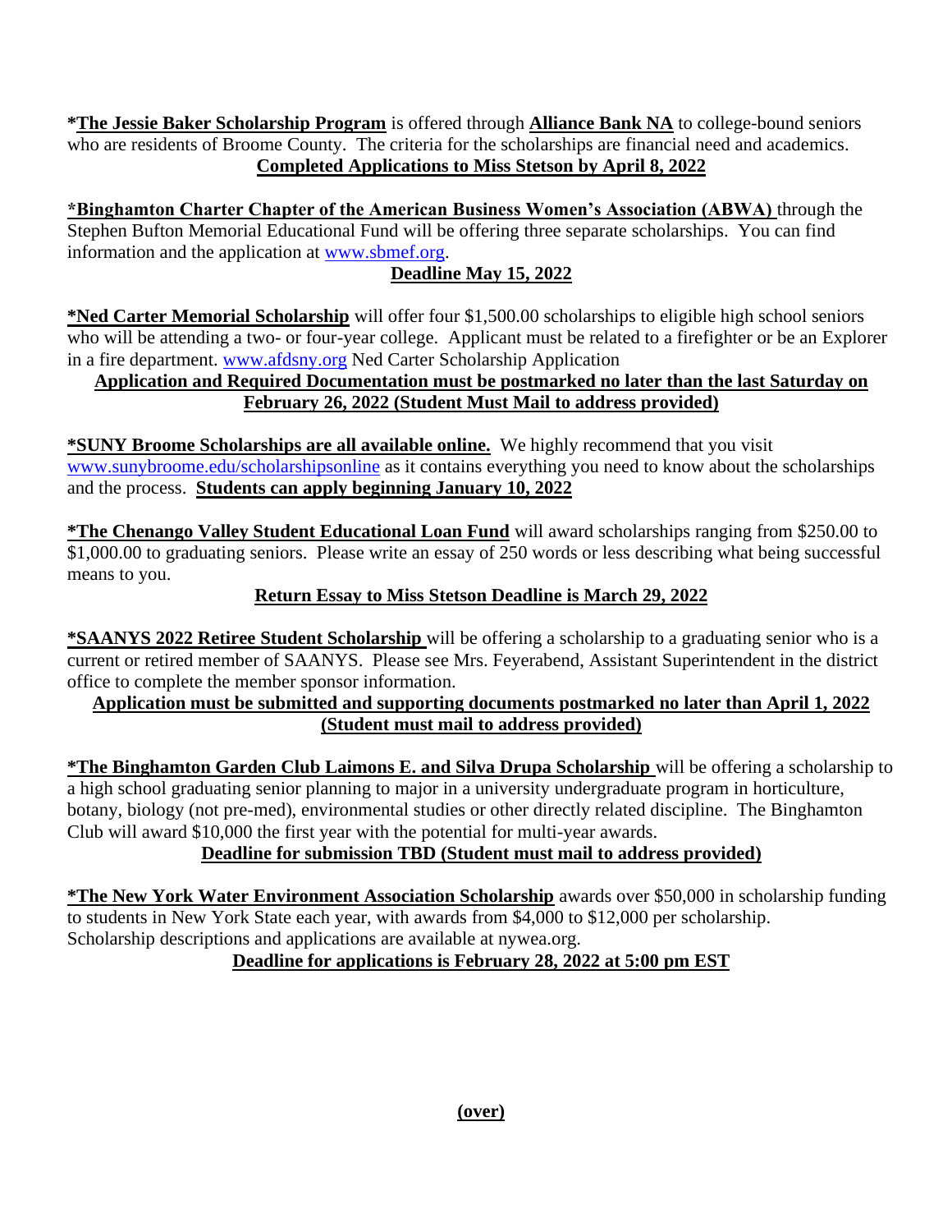***The Jessie Baker Scholarship Program** is offered through **Alliance Bank NA** to college-bound seniors who are residents of Broome County. The criteria for the scholarships are financial need and academics.

**Completed Applications to Miss Stetson by April 8, 2022**

***Binghamton Charter Chapter of the American Business Women's Association (ABWA)** through the Stephen Bufton Memorial Educational Fund will be offering three separate scholarships. You can find information and the application at www.sbmef.org.

**Deadline May 15, 2022**

***Ned Carter Memorial Scholarship** will offer four $1,500.00 scholarships to eligible high school seniors who will be attending a two- or four-year college. Applicant must be related to a firefighter or be an Explorer in a fire department. www.afdsny.org Ned Carter Scholarship Application

**Application and Required Documentation must be postmarked no later than the last Saturday on February 26, 2022 (Student Must Mail to address provided)**

***SUNY Broome Scholarships are all available online.** We highly recommend that you visit www.sunybroome.edu/scholarshipsonline as it contains everything you need to know about the scholarships and the process. **Students can apply beginning January 10, 2022**

***The Chenango Valley Student Educational Loan Fund** will award scholarships ranging from $250.00 to $1,000.00 to graduating seniors. Please write an essay of 250 words or less describing what being successful means to you.

**Return Essay to Miss Stetson Deadline is March 29, 2022**

***SAANYS 2022 Retiree Student Scholarship** will be offering a scholarship to a graduating senior who is a current or retired member of SAANYS. Please see Mrs. Feyerabend, Assistant Superintendent in the district office to complete the member sponsor information.

**Application must be submitted and supporting documents postmarked no later than April 1, 2022 (Student must mail to address provided)**

***The Binghamton Garden Club Laimons E. and Silva Drupa Scholarship** will be offering a scholarship to a high school graduating senior planning to major in a university undergraduate program in horticulture, botany, biology (not pre-med), environmental studies or other directly related discipline. The Binghamton Club will award $10,000 the first year with the potential for multi-year awards.

**Deadline for submission TBD (Student must mail to address provided)**

***The New York Water Environment Association Scholarship** awards over $50,000 in scholarship funding to students in New York State each year, with awards from $4,000 to $12,000 per scholarship. Scholarship descriptions and applications are available at nywea.org.

**Deadline for applications is February 28, 2022 at 5:00 pm EST**

**(over)**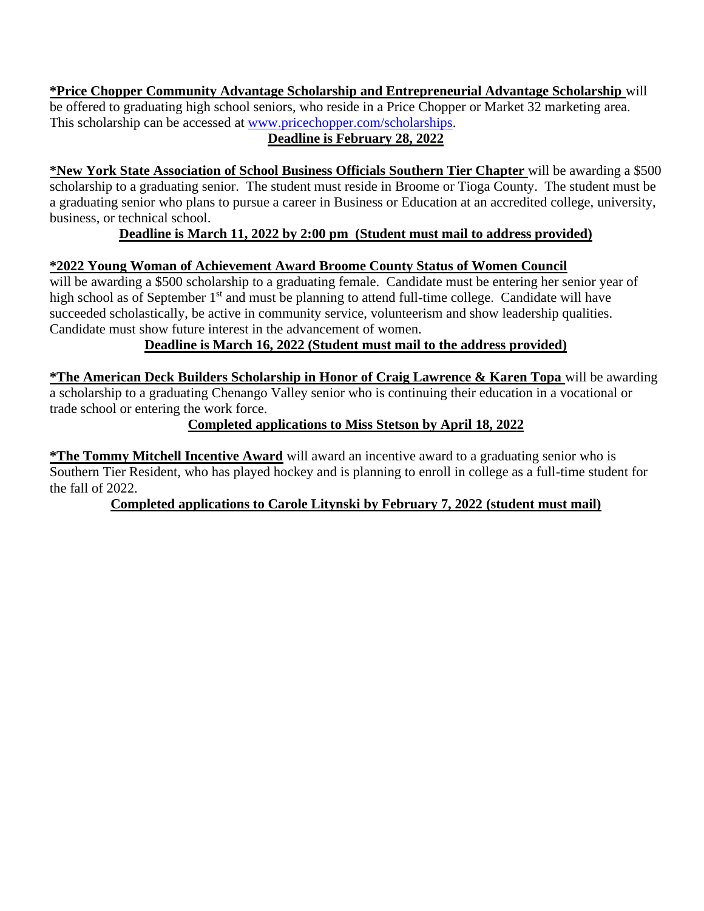**\*Price Chopper Community Advantage Scholarship and Entrepreneurial Advantage Scholarship** will be offered to graduating high school seniors, who reside in a Price Chopper or Market 32 marketing area. This scholarship can be accessed at [www.pricechopper.com/scholarships](www.pricechopper.com/scholarships).

**Deadline is February 28, 2022**

**\*New York State Association of School Business Officials Southern Tier Chapter** will be awarding a $500 scholarship to a graduating senior. The student must reside in Broome or Tioga County. The student must be a graduating senior who plans to pursue a career in Business or Education at an accredited college, university, business, or technical school.

**Deadline is March 11, 2022 by 2:00 pm (Student must mail to address provided)**

**\*2022 Young Woman of Achievement Award Broome County Status of Women Council** will be awarding a $500 scholarship to a graduating female. Candidate must be entering her senior year of high school as of September 1st and must be planning to attend full-time college. Candidate will have succeeded scholastically, be active in community service, volunteerism and show leadership qualities. Candidate must show future interest in the advancement of women.

**Deadline is March 16, 2022 (Student must mail to the address provided)**

**\*The American Deck Builders Scholarship in Honor of Craig Lawrence & Karen Topa** will be awarding a scholarship to a graduating Chenango Valley senior who is continuing their education in a vocational or trade school or entering the work force.

**Completed applications to Miss Stetson by April 18, 2022**

**\*The Tommy Mitchell Incentive Award** will award an incentive award to a graduating senior who is Southern Tier Resident, who has played hockey and is planning to enroll in college as a full-time student for the fall of 2022.

**Completed applications to Carole Litynski by February 7, 2022 (student must mail)**